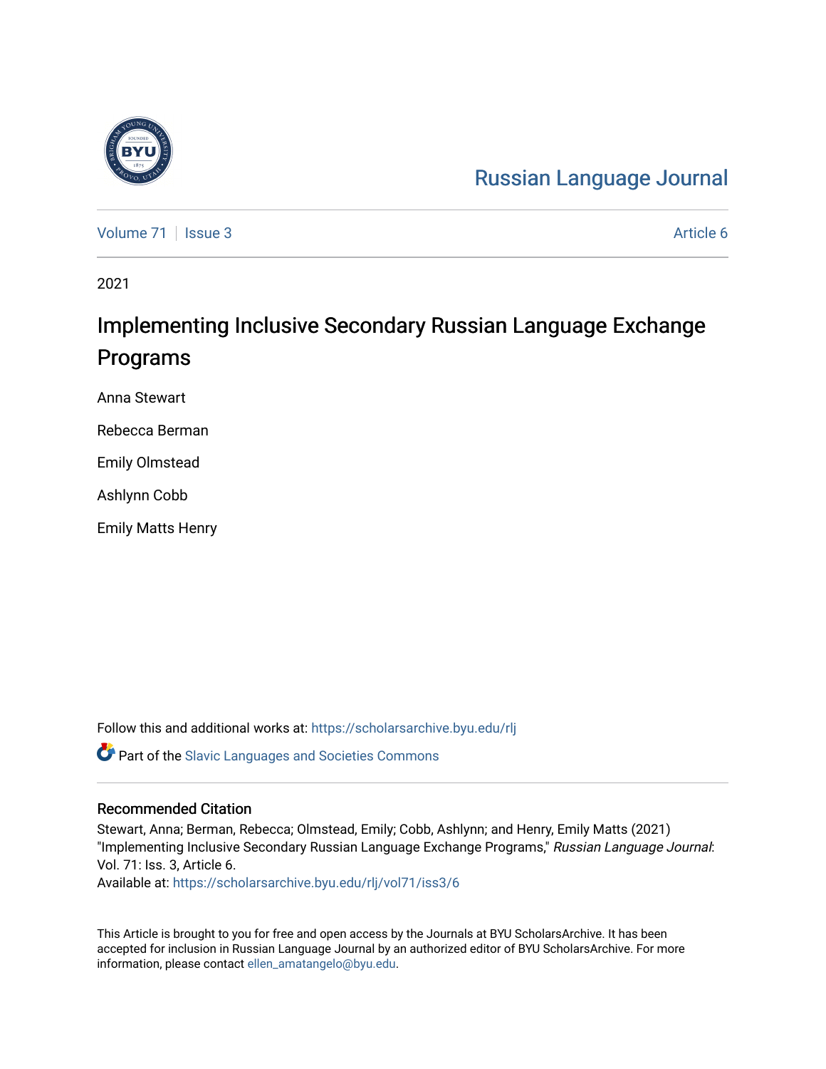Russian Language Journal

Volume 71 | Issue 3 | Article 6

2021

# Implementing Inclusive Secondary Russian Language Exchange Programs

Anna Stewart

Rebecca Berman

Emily Olmstead

Ashlynn Cobb

Emily Matts Henry

Follow this and additional works at: https://scholarsarchive.byu.edu/rlj

Part of the Slavic Languages and Societies Commons

## Recommended Citation

Stewart, Anna; Berman, Rebecca; Olmstead, Emily; Cobb, Ashlynn; and Henry, Emily Matts (2021) "Implementing Inclusive Secondary Russian Language Exchange Programs," *Russian Language Journal*: Vol. 71: Iss. 3, Article 6.

Available at: https://scholarsarchive.byu.edu/rlj/vol71/iss3/6

This Article is brought to you for free and open access by the Journals at BYU ScholarsArchive. It has been accepted for inclusion in Russian Language Journal by an authorized editor of BYU ScholarsArchive. For more information, please contact ellen_amatangelo@byu.edu.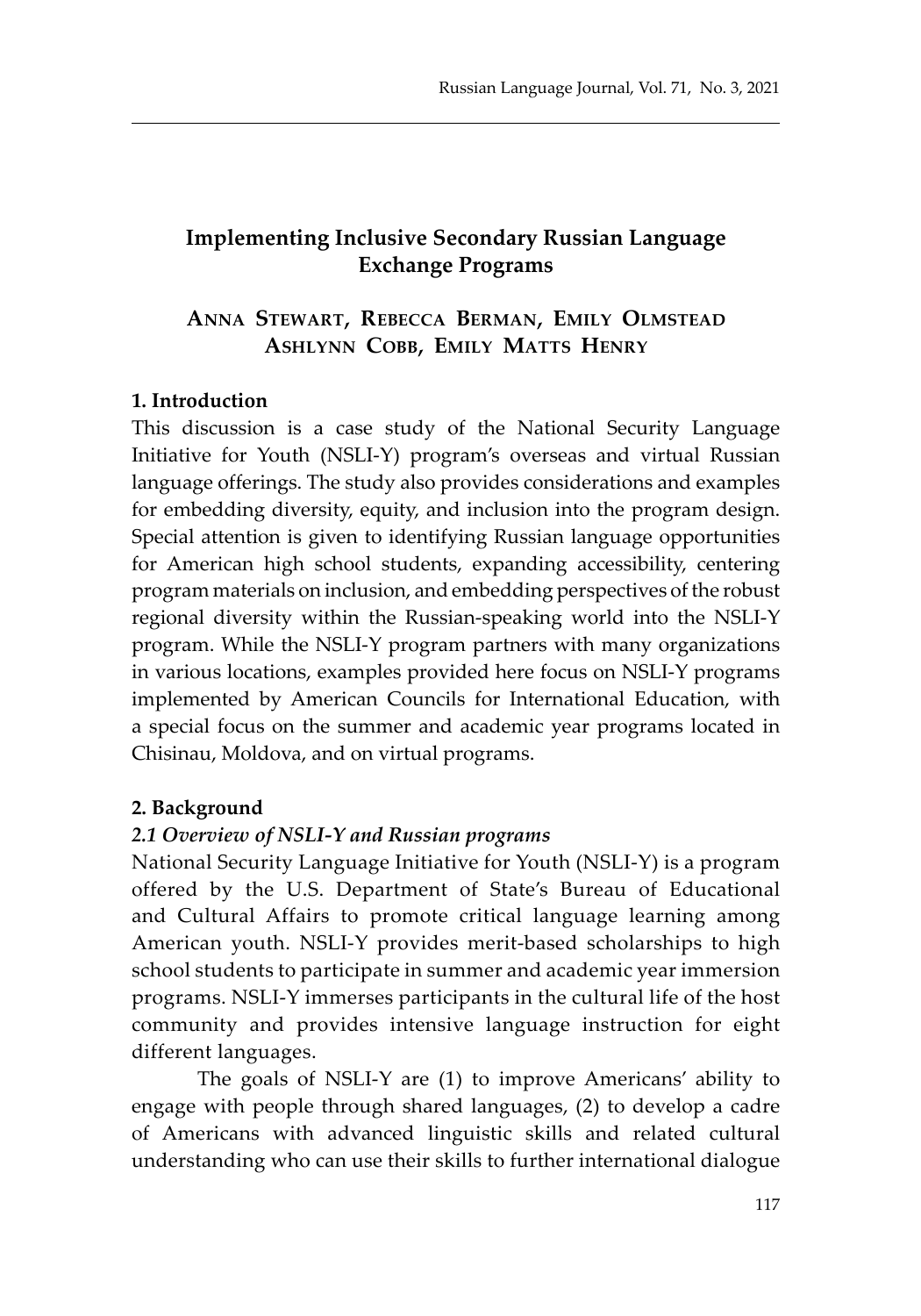# Implementing Inclusive Secondary Russian Language Exchange Programs

**ANNA STEWART, REBECCA BERMAN, EMILY OLMSTEAD ASHLYNN COBB, EMILY MATTS HENRY**

## 1. Introduction

This discussion is a case study of the National Security Language Initiative for Youth (NSLI-Y) program's overseas and virtual Russian language offerings. The study also provides considerations and examples for embedding diversity, equity, and inclusion into the program design. Special attention is given to identifying Russian language opportunities for American high school students, expanding accessibility, centering program materials on inclusion, and embedding perspectives of the robust regional diversity within the Russian-speaking world into the NSLI-Y program. While the NSLI-Y program partners with many organizations in various locations, examples provided here focus on NSLI-Y programs implemented by American Councils for International Education, with a special focus on the summer and academic year programs located in Chisinau, Moldova, and on virtual programs.

## 2. Background

### *2.1 Overview of NSLI-Y and Russian programs*

National Security Language Initiative for Youth (NSLI-Y) is a program offered by the U.S. Department of State's Bureau of Educational and Cultural Affairs to promote critical language learning among American youth. NSLI-Y provides merit-based scholarships to high school students to participate in summer and academic year immersion programs. NSLI-Y immerses participants in the cultural life of the host community and provides intensive language instruction for eight different languages.

The goals of NSLI-Y are (1) to improve Americans' ability to engage with people through shared languages, (2) to develop a cadre of Americans with advanced linguistic skills and related cultural understanding who can use their skills to further international dialogue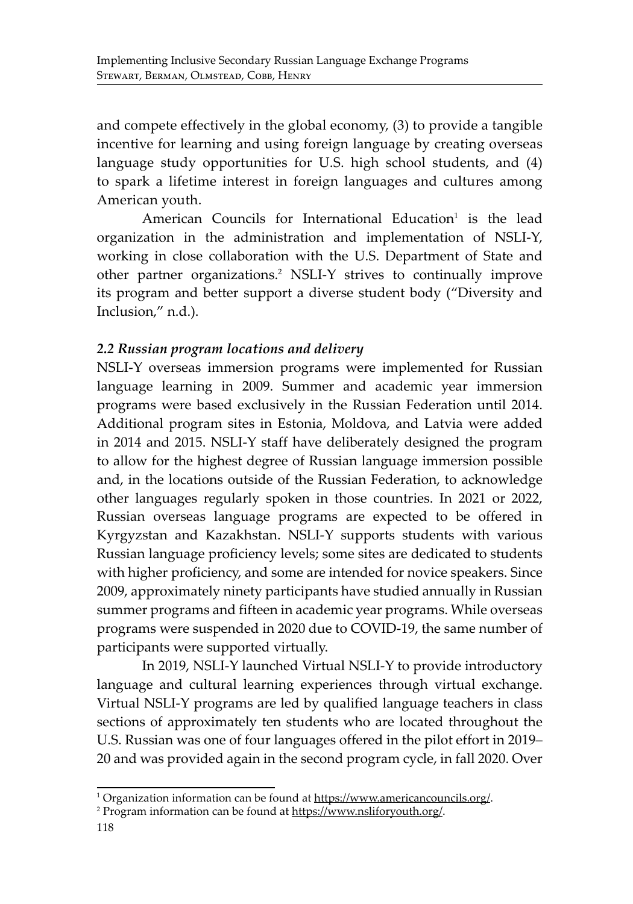and compete effectively in the global economy, (3) to provide a tangible incentive for learning and using foreign language by creating overseas language study opportunities for U.S. high school students, and (4) to spark a lifetime interest in foreign languages and cultures among American youth.

American Councils for International Education[1] is the lead organization in the administration and implementation of NSLI-Y, working in close collaboration with the U.S. Department of State and other partner organizations.[2] NSLI-Y strives to continually improve its program and better support a diverse student body ("Diversity and Inclusion," n.d.).

### *2.2 Russian program locations and delivery*

NSLI-Y overseas immersion programs were implemented for Russian language learning in 2009. Summer and academic year immersion programs were based exclusively in the Russian Federation until 2014. Additional program sites in Estonia, Moldova, and Latvia were added in 2014 and 2015. NSLI-Y staff have deliberately designed the program to allow for the highest degree of Russian language immersion possible and, in the locations outside of the Russian Federation, to acknowledge other languages regularly spoken in those countries. In 2021 or 2022, Russian overseas language programs are expected to be offered in Kyrgyzstan and Kazakhstan. NSLI-Y supports students with various Russian language proficiency levels; some sites are dedicated to students with higher proficiency, and some are intended for novice speakers. Since 2009, approximately ninety participants have studied annually in Russian summer programs and fifteen in academic year programs. While overseas programs were suspended in 2020 due to COVID-19, the same number of participants were supported virtually.

In 2019, NSLI-Y launched Virtual NSLI-Y to provide introductory language and cultural learning experiences through virtual exchange. Virtual NSLI-Y programs are led by qualified language teachers in class sections of approximately ten students who are located throughout the U.S. Russian was one of four languages offered in the pilot effort in 2019–20 and was provided again in the second program cycle, in fall 2020. Over

[1] Organization information can be found at https://www.americancouncils.org/.

[2] Program information can be found at https://www.nsliforyouth.org/.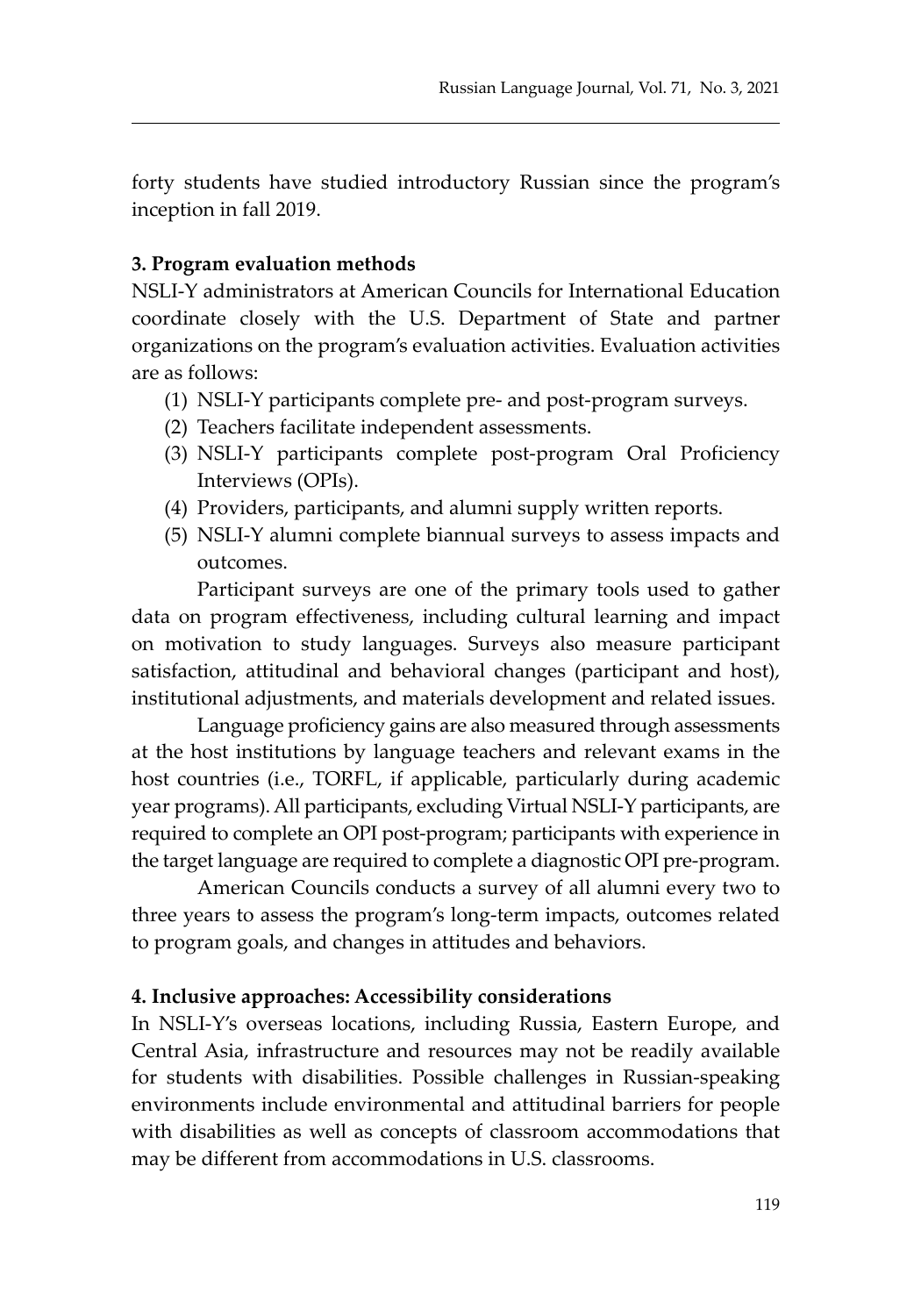forty students have studied introductory Russian since the program's inception in fall 2019.

## 3. Program evaluation methods

NSLI-Y administrators at American Councils for International Education coordinate closely with the U.S. Department of State and partner organizations on the program's evaluation activities. Evaluation activities are as follows:

(1) NSLI-Y participants complete pre- and post-program surveys.
(2) Teachers facilitate independent assessments.
(3) NSLI-Y participants complete post-program Oral Proficiency Interviews (OPIs).
(4) Providers, participants, and alumni supply written reports.
(5) NSLI-Y alumni complete biannual surveys to assess impacts and outcomes.

Participant surveys are one of the primary tools used to gather data on program effectiveness, including cultural learning and impact on motivation to study languages. Surveys also measure participant satisfaction, attitudinal and behavioral changes (participant and host), institutional adjustments, and materials development and related issues.

Language proficiency gains are also measured through assessments at the host institutions by language teachers and relevant exams in the host countries (i.e., TORFL, if applicable, particularly during academic year programs). All participants, excluding Virtual NSLI-Y participants, are required to complete an OPI post-program; participants with experience in the target language are required to complete a diagnostic OPI pre-program.

American Councils conducts a survey of all alumni every two to three years to assess the program's long-term impacts, outcomes related to program goals, and changes in attitudes and behaviors.

## 4. Inclusive approaches: Accessibility considerations

In NSLI-Y's overseas locations, including Russia, Eastern Europe, and Central Asia, infrastructure and resources may not be readily available for students with disabilities. Possible challenges in Russian-speaking environments include environmental and attitudinal barriers for people with disabilities as well as concepts of classroom accommodations that may be different from accommodations in U.S. classrooms.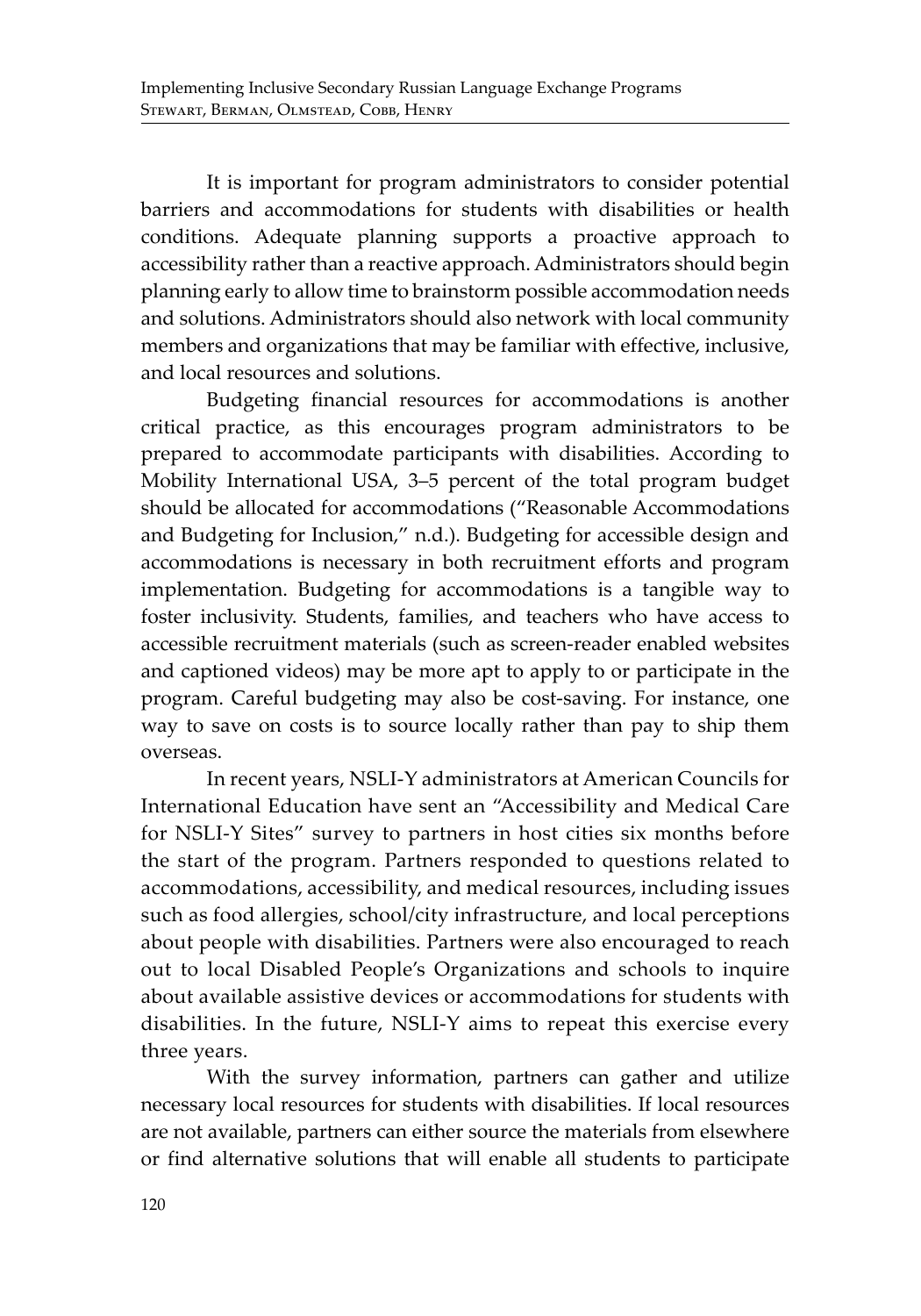It is important for program administrators to consider potential barriers and accommodations for students with disabilities or health conditions. Adequate planning supports a proactive approach to accessibility rather than a reactive approach. Administrators should begin planning early to allow time to brainstorm possible accommodation needs and solutions. Administrators should also network with local community members and organizations that may be familiar with effective, inclusive, and local resources and solutions.

Budgeting financial resources for accommodations is another critical practice, as this encourages program administrators to be prepared to accommodate participants with disabilities. According to Mobility International USA, 3–5 percent of the total program budget should be allocated for accommodations ("Reasonable Accommodations and Budgeting for Inclusion," n.d.). Budgeting for accessible design and accommodations is necessary in both recruitment efforts and program implementation. Budgeting for accommodations is a tangible way to foster inclusivity. Students, families, and teachers who have access to accessible recruitment materials (such as screen-reader enabled websites and captioned videos) may be more apt to apply to or participate in the program. Careful budgeting may also be cost-saving. For instance, one way to save on costs is to source locally rather than pay to ship them overseas.

In recent years, NSLI-Y administrators at American Councils for International Education have sent an "Accessibility and Medical Care for NSLI-Y Sites" survey to partners in host cities six months before the start of the program. Partners responded to questions related to accommodations, accessibility, and medical resources, including issues such as food allergies, school/city infrastructure, and local perceptions about people with disabilities. Partners were also encouraged to reach out to local Disabled People's Organizations and schools to inquire about available assistive devices or accommodations for students with disabilities. In the future, NSLI-Y aims to repeat this exercise every three years.

With the survey information, partners can gather and utilize necessary local resources for students with disabilities. If local resources are not available, partners can either source the materials from elsewhere or find alternative solutions that will enable all students to participate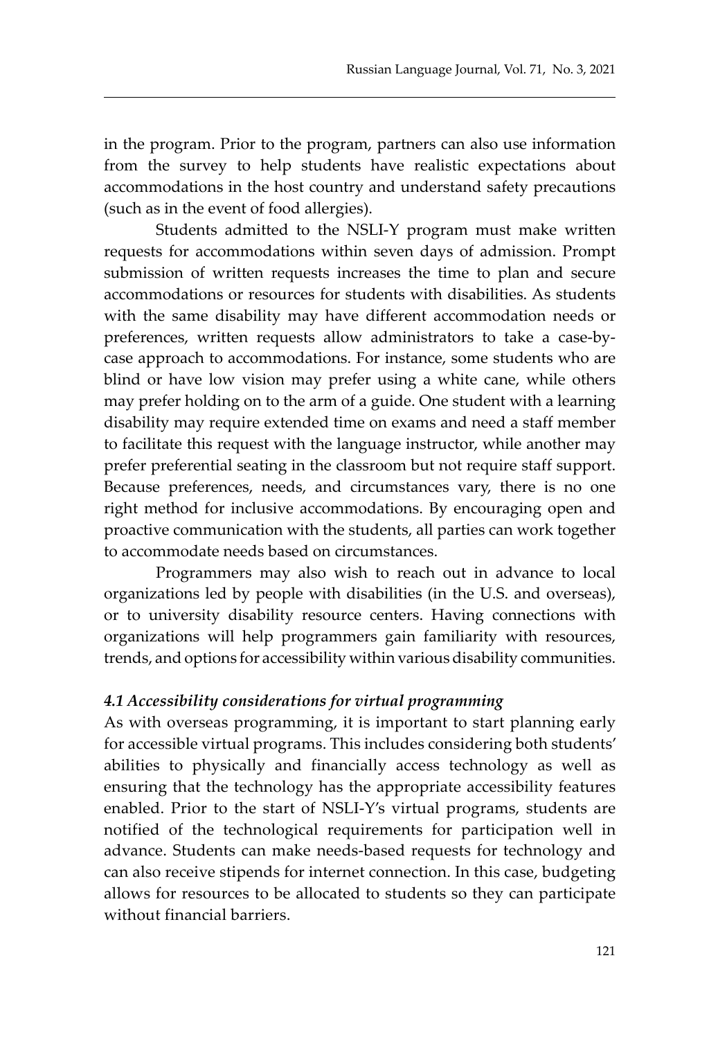in the program. Prior to the program, partners can also use information from the survey to help students have realistic expectations about accommodations in the host country and understand safety precautions (such as in the event of food allergies).

Students admitted to the NSLI-Y program must make written requests for accommodations within seven days of admission. Prompt submission of written requests increases the time to plan and secure accommodations or resources for students with disabilities. As students with the same disability may have different accommodation needs or preferences, written requests allow administrators to take a case-by-case approach to accommodations. For instance, some students who are blind or have low vision may prefer using a white cane, while others may prefer holding on to the arm of a guide. One student with a learning disability may require extended time on exams and need a staff member to facilitate this request with the language instructor, while another may prefer preferential seating in the classroom but not require staff support. Because preferences, needs, and circumstances vary, there is no one right method for inclusive accommodations. By encouraging open and proactive communication with the students, all parties can work together to accommodate needs based on circumstances.

Programmers may also wish to reach out in advance to local organizations led by people with disabilities (in the U.S. and overseas), or to university disability resource centers. Having connections with organizations will help programmers gain familiarity with resources, trends, and options for accessibility within various disability communities.

### *4.1 Accessibility considerations for virtual programming*

As with overseas programming, it is important to start planning early for accessible virtual programs. This includes considering both students' abilities to physically and financially access technology as well as ensuring that the technology has the appropriate accessibility features enabled. Prior to the start of NSLI-Y's virtual programs, students are notified of the technological requirements for participation well in advance. Students can make needs-based requests for technology and can also receive stipends for internet connection. In this case, budgeting allows for resources to be allocated to students so they can participate without financial barriers.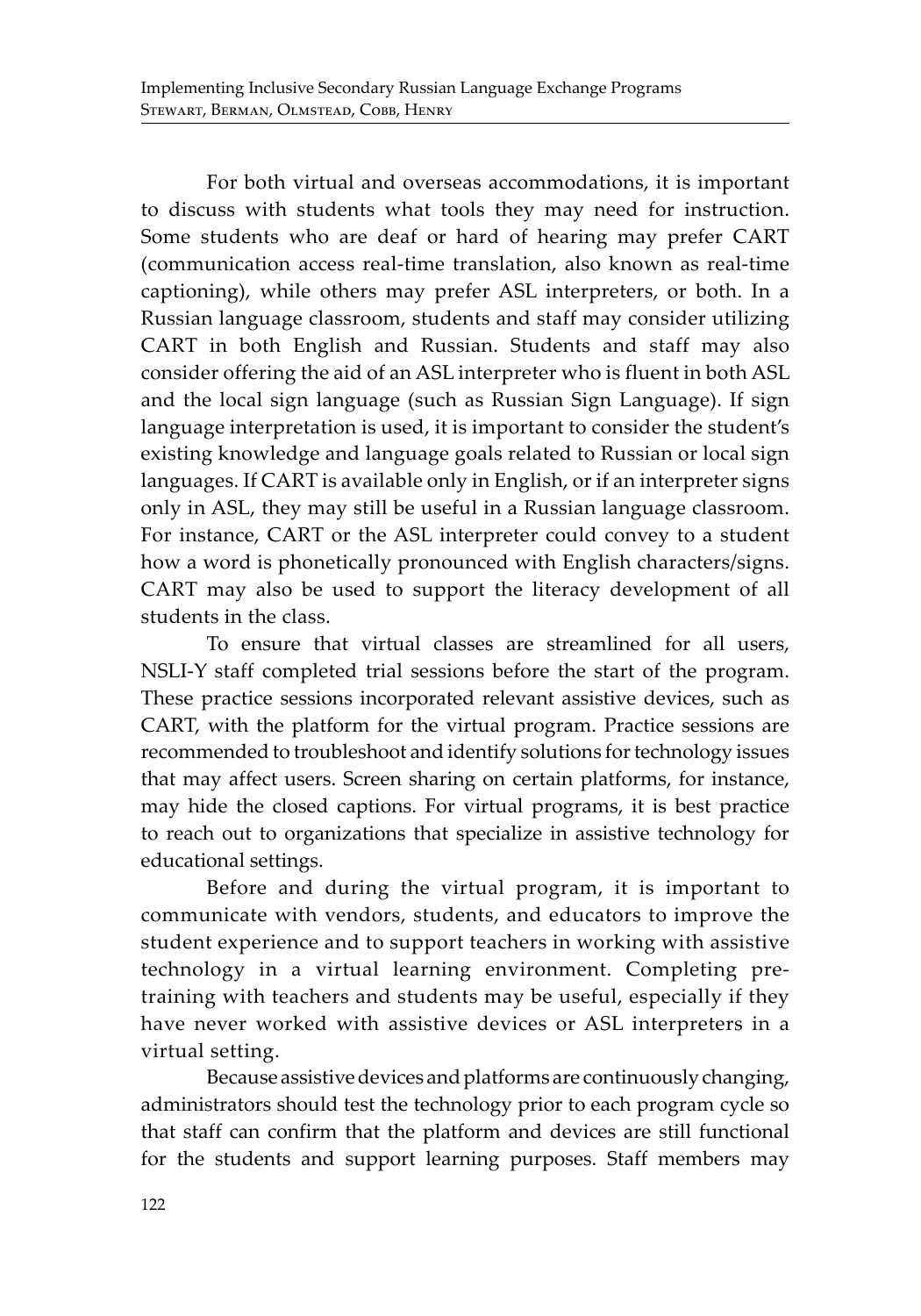For both virtual and overseas accommodations, it is important to discuss with students what tools they may need for instruction. Some students who are deaf or hard of hearing may prefer CART (communication access real-time translation, also known as real-time captioning), while others may prefer ASL interpreters, or both. In a Russian language classroom, students and staff may consider utilizing CART in both English and Russian. Students and staff may also consider offering the aid of an ASL interpreter who is fluent in both ASL and the local sign language (such as Russian Sign Language). If sign language interpretation is used, it is important to consider the student's existing knowledge and language goals related to Russian or local sign languages. If CART is available only in English, or if an interpreter signs only in ASL, they may still be useful in a Russian language classroom. For instance, CART or the ASL interpreter could convey to a student how a word is phonetically pronounced with English characters/signs. CART may also be used to support the literacy development of all students in the class.

To ensure that virtual classes are streamlined for all users, NSLI-Y staff completed trial sessions before the start of the program. These practice sessions incorporated relevant assistive devices, such as CART, with the platform for the virtual program. Practice sessions are recommended to troubleshoot and identify solutions for technology issues that may affect users. Screen sharing on certain platforms, for instance, may hide the closed captions. For virtual programs, it is best practice to reach out to organizations that specialize in assistive technology for educational settings.

Before and during the virtual program, it is important to communicate with vendors, students, and educators to improve the student experience and to support teachers in working with assistive technology in a virtual learning environment. Completing pre-training with teachers and students may be useful, especially if they have never worked with assistive devices or ASL interpreters in a virtual setting.

Because assistive devices and platforms are continuously changing, administrators should test the technology prior to each program cycle so that staff can confirm that the platform and devices are still functional for the students and support learning purposes. Staff members may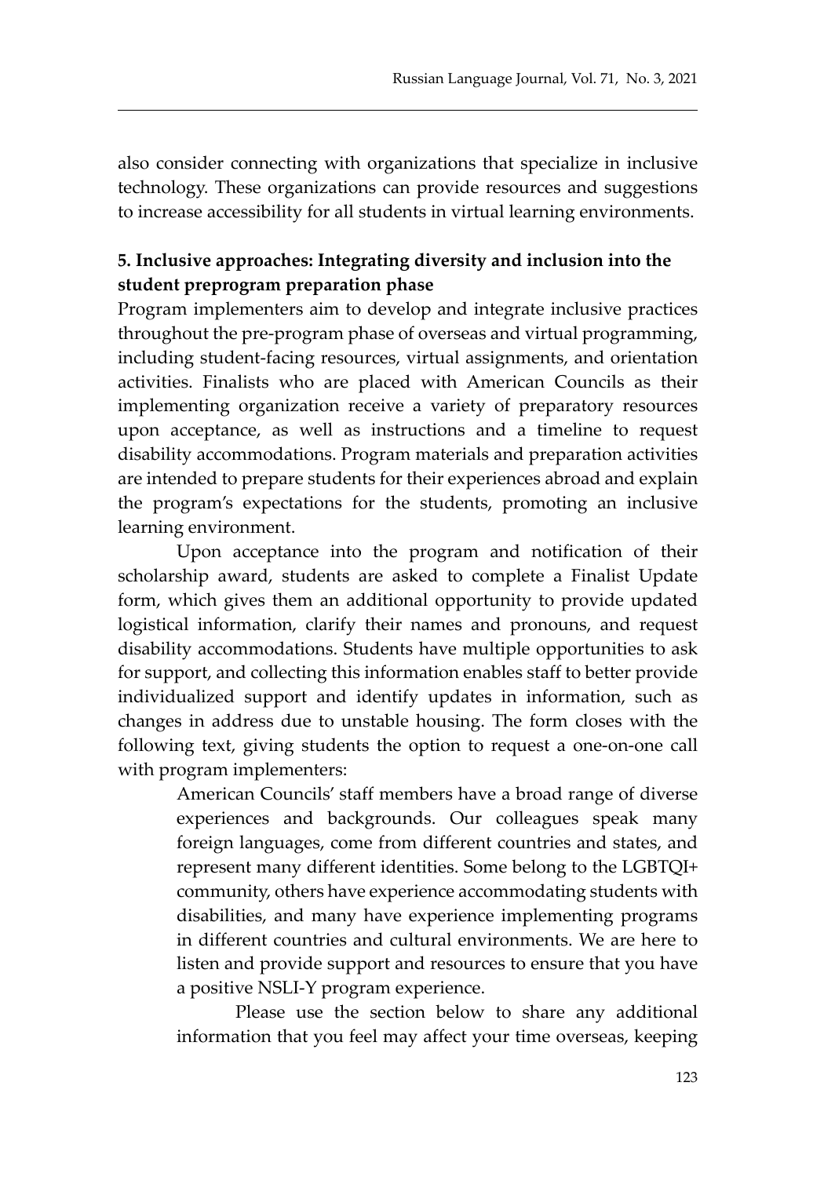also consider connecting with organizations that specialize in inclusive technology. These organizations can provide resources and suggestions to increase accessibility for all students in virtual learning environments.

### 5. Inclusive approaches: Integrating diversity and inclusion into the student preprogram preparation phase

Program implementers aim to develop and integrate inclusive practices throughout the pre-program phase of overseas and virtual programming, including student-facing resources, virtual assignments, and orientation activities. Finalists who are placed with American Councils as their implementing organization receive a variety of preparatory resources upon acceptance, as well as instructions and a timeline to request disability accommodations. Program materials and preparation activities are intended to prepare students for their experiences abroad and explain the program's expectations for the students, promoting an inclusive learning environment.

Upon acceptance into the program and notification of their scholarship award, students are asked to complete a Finalist Update form, which gives them an additional opportunity to provide updated logistical information, clarify their names and pronouns, and request disability accommodations. Students have multiple opportunities to ask for support, and collecting this information enables staff to better provide individualized support and identify updates in information, such as changes in address due to unstable housing. The form closes with the following text, giving students the option to request a one-on-one call with program implementers:

> American Councils' staff members have a broad range of diverse experiences and backgrounds. Our colleagues speak many foreign languages, come from different countries and states, and represent many different identities. Some belong to the LGBTQI+ community, others have experience accommodating students with disabilities, and many have experience implementing programs in different countries and cultural environments. We are here to listen and provide support and resources to ensure that you have a positive NSLI-Y program experience.
>
> Please use the section below to share any additional information that you feel may affect your time overseas, keeping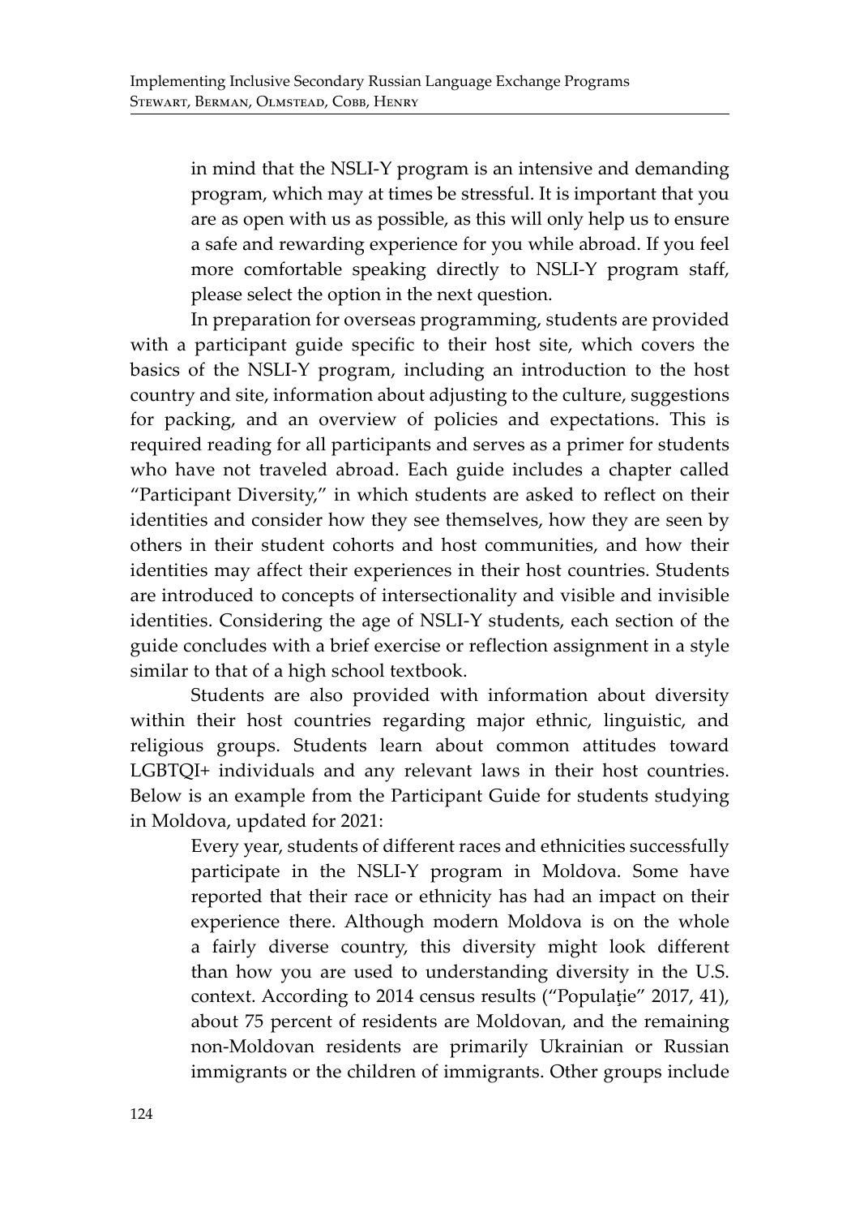> in mind that the NSLI-Y program is an intensive and demanding program, which may at times be stressful. It is important that you are as open with us as possible, as this will only help us to ensure a safe and rewarding experience for you while abroad. If you feel more comfortable speaking directly to NSLI-Y program staff, please select the option in the next question.

In preparation for overseas programming, students are provided with a participant guide specific to their host site, which covers the basics of the NSLI-Y program, including an introduction to the host country and site, information about adjusting to the culture, suggestions for packing, and an overview of policies and expectations. This is required reading for all participants and serves as a primer for students who have not traveled abroad. Each guide includes a chapter called "Participant Diversity," in which students are asked to reflect on their identities and consider how they see themselves, how they are seen by others in their student cohorts and host communities, and how their identities may affect their experiences in their host countries. Students are introduced to concepts of intersectionality and visible and invisible identities. Considering the age of NSLI-Y students, each section of the guide concludes with a brief exercise or reflection assignment in a style similar to that of a high school textbook.

Students are also provided with information about diversity within their host countries regarding major ethnic, linguistic, and religious groups. Students learn about common attitudes toward LGBTQI+ individuals and any relevant laws in their host countries. Below is an example from the Participant Guide for students studying in Moldova, updated for 2021:

> Every year, students of different races and ethnicities successfully participate in the NSLI-Y program in Moldova. Some have reported that their race or ethnicity has had an impact on their experience there. Although modern Moldova is on the whole a fairly diverse country, this diversity might look different than how you are used to understanding diversity in the U.S. context. According to 2014 census results ("Populaţie" 2017, 41), about 75 percent of residents are Moldovan, and the remaining non-Moldovan residents are primarily Ukrainian or Russian immigrants or the children of immigrants. Other groups include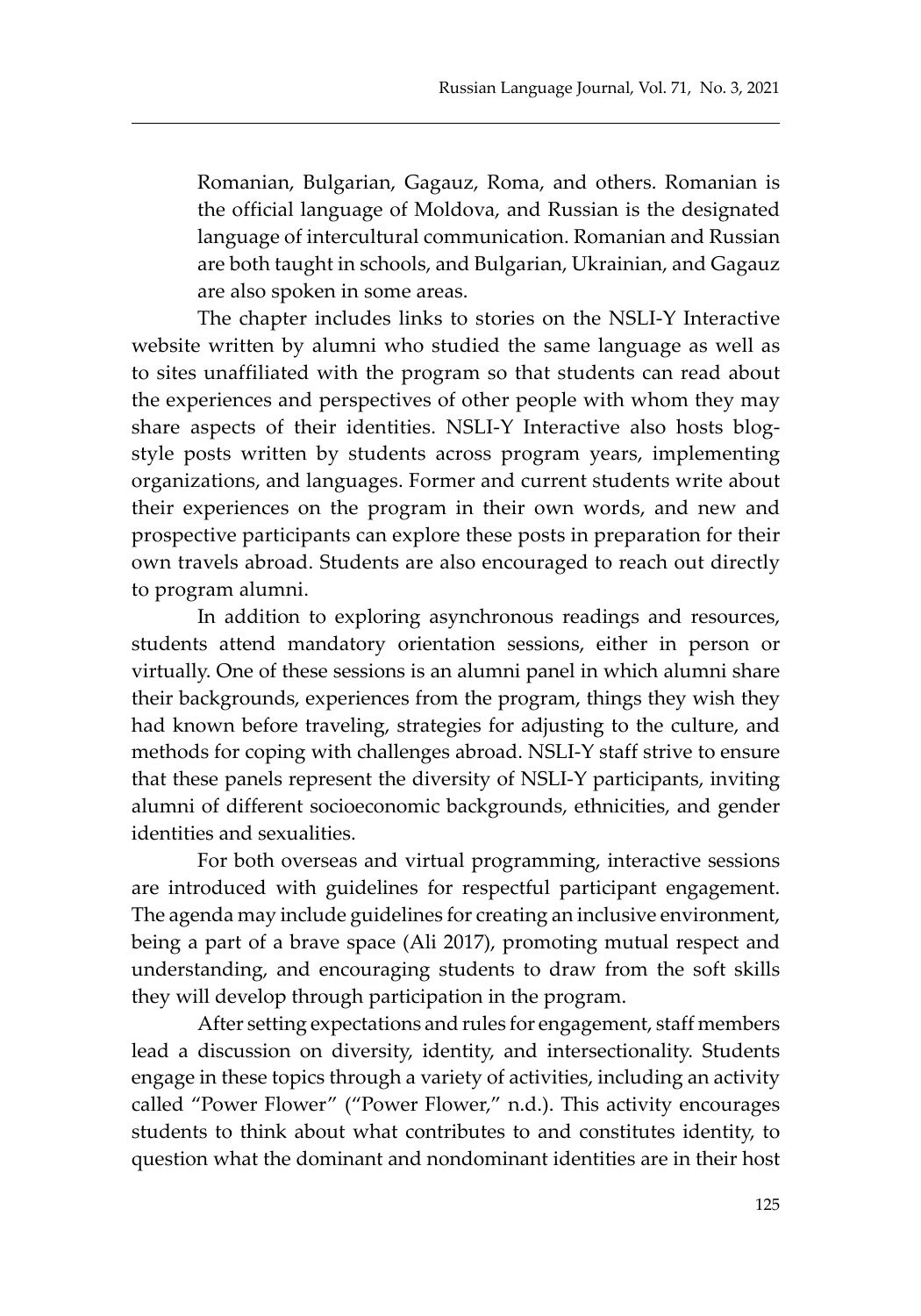Romanian, Bulgarian, Gagauz, Roma, and others. Romanian is the official language of Moldova, and Russian is the designated language of intercultural communication. Romanian and Russian are both taught in schools, and Bulgarian, Ukrainian, and Gagauz are also spoken in some areas.

The chapter includes links to stories on the NSLI-Y Interactive website written by alumni who studied the same language as well as to sites unaffiliated with the program so that students can read about the experiences and perspectives of other people with whom they may share aspects of their identities. NSLI-Y Interactive also hosts blog-style posts written by students across program years, implementing organizations, and languages. Former and current students write about their experiences on the program in their own words, and new and prospective participants can explore these posts in preparation for their own travels abroad. Students are also encouraged to reach out directly to program alumni.

In addition to exploring asynchronous readings and resources, students attend mandatory orientation sessions, either in person or virtually. One of these sessions is an alumni panel in which alumni share their backgrounds, experiences from the program, things they wish they had known before traveling, strategies for adjusting to the culture, and methods for coping with challenges abroad. NSLI-Y staff strive to ensure that these panels represent the diversity of NSLI-Y participants, inviting alumni of different socioeconomic backgrounds, ethnicities, and gender identities and sexualities.

For both overseas and virtual programming, interactive sessions are introduced with guidelines for respectful participant engagement. The agenda may include guidelines for creating an inclusive environment, being a part of a brave space (Ali 2017), promoting mutual respect and understanding, and encouraging students to draw from the soft skills they will develop through participation in the program.

After setting expectations and rules for engagement, staff members lead a discussion on diversity, identity, and intersectionality. Students engage in these topics through a variety of activities, including an activity called "Power Flower" ("Power Flower," n.d.). This activity encourages students to think about what contributes to and constitutes identity, to question what the dominant and nondominant identities are in their host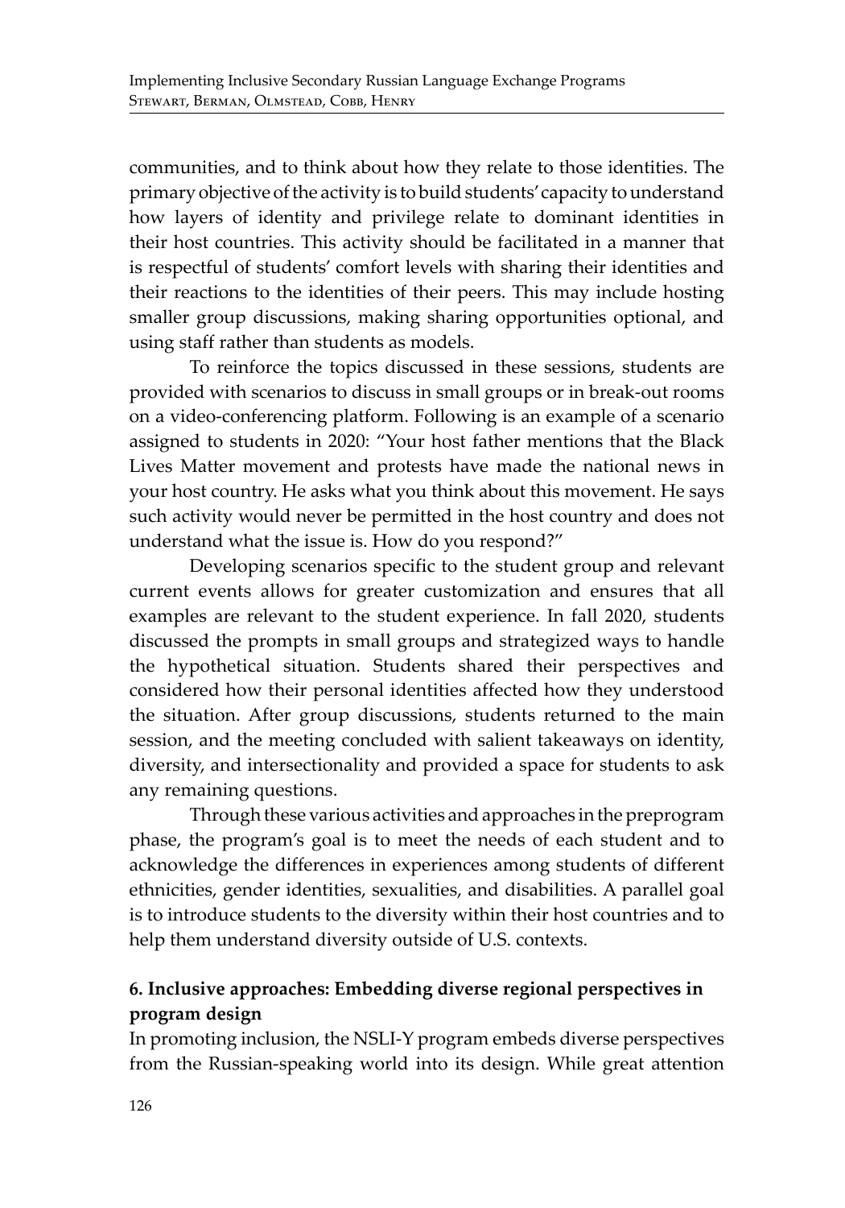communities, and to think about how they relate to those identities. The primary objective of the activity is to build students' capacity to understand how layers of identity and privilege relate to dominant identities in their host countries. This activity should be facilitated in a manner that is respectful of students' comfort levels with sharing their identities and their reactions to the identities of their peers. This may include hosting smaller group discussions, making sharing opportunities optional, and using staff rather than students as models.

To reinforce the topics discussed in these sessions, students are provided with scenarios to discuss in small groups or in break-out rooms on a video-conferencing platform. Following is an example of a scenario assigned to students in 2020: "Your host father mentions that the Black Lives Matter movement and protests have made the national news in your host country. He asks what you think about this movement. He says such activity would never be permitted in the host country and does not understand what the issue is. How do you respond?"

Developing scenarios specific to the student group and relevant current events allows for greater customization and ensures that all examples are relevant to the student experience. In fall 2020, students discussed the prompts in small groups and strategized ways to handle the hypothetical situation. Students shared their perspectives and considered how their personal identities affected how they understood the situation. After group discussions, students returned to the main session, and the meeting concluded with salient takeaways on identity, diversity, and intersectionality and provided a space for students to ask any remaining questions.

Through these various activities and approaches in the preprogram phase, the program's goal is to meet the needs of each student and to acknowledge the differences in experiences among students of different ethnicities, gender identities, sexualities, and disabilities. A parallel goal is to introduce students to the diversity within their host countries and to help them understand diversity outside of U.S. contexts.

## 6. Inclusive approaches: Embedding diverse regional perspectives in program design

In promoting inclusion, the NSLI-Y program embeds diverse perspectives from the Russian-speaking world into its design. While great attention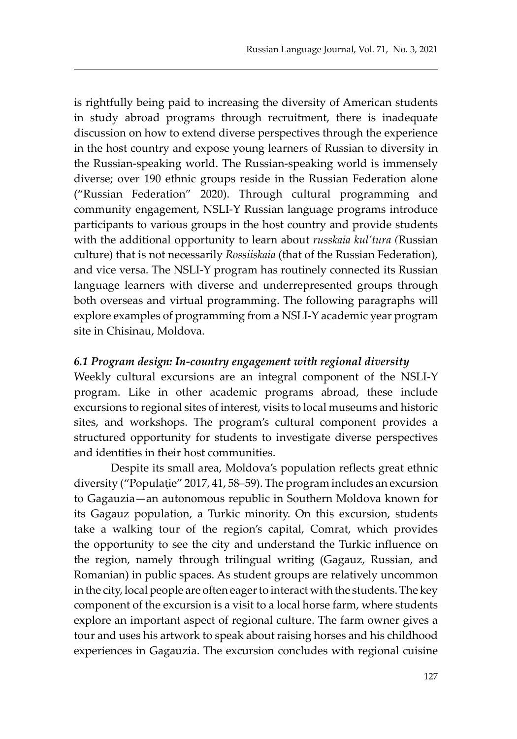is rightfully being paid to increasing the diversity of American students in study abroad programs through recruitment, there is inadequate discussion on how to extend diverse perspectives through the experience in the host country and expose young learners of Russian to diversity in the Russian-speaking world. The Russian-speaking world is immensely diverse; over 190 ethnic groups reside in the Russian Federation alone ("Russian Federation" 2020). Through cultural programming and community engagement, NSLI-Y Russian language programs introduce participants to various groups in the host country and provide students with the additional opportunity to learn about *russkaia kul'tura (*Russian culture) that is not necessarily *Rossiiskaia* (that of the Russian Federation), and vice versa. The NSLI-Y program has routinely connected its Russian language learners with diverse and underrepresented groups through both overseas and virtual programming. The following paragraphs will explore examples of programming from a NSLI-Y academic year program site in Chisinau, Moldova.

### *6.1 Program design: In-country engagement with regional diversity*

Weekly cultural excursions are an integral component of the NSLI-Y program. Like in other academic programs abroad, these include excursions to regional sites of interest, visits to local museums and historic sites, and workshops. The program's cultural component provides a structured opportunity for students to investigate diverse perspectives and identities in their host communities.

Despite its small area, Moldova's population reflects great ethnic diversity ("Populație" 2017, 41, 58–59). The program includes an excursion to Gagauzia—an autonomous republic in Southern Moldova known for its Gagauz population, a Turkic minority. On this excursion, students take a walking tour of the region's capital, Comrat, which provides the opportunity to see the city and understand the Turkic influence on the region, namely through trilingual writing (Gagauz, Russian, and Romanian) in public spaces. As student groups are relatively uncommon in the city, local people are often eager to interact with the students. The key component of the excursion is a visit to a local horse farm, where students explore an important aspect of regional culture. The farm owner gives a tour and uses his artwork to speak about raising horses and his childhood experiences in Gagauzia. The excursion concludes with regional cuisine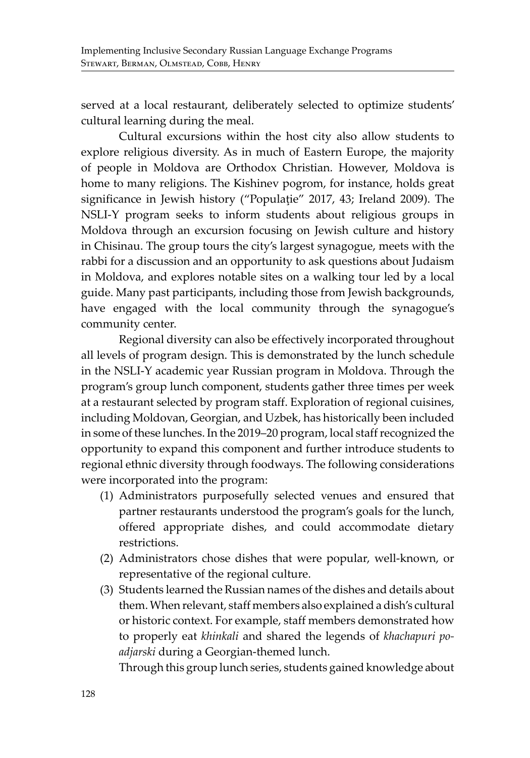served at a local restaurant, deliberately selected to optimize students' cultural learning during the meal.

Cultural excursions within the host city also allow students to explore religious diversity. As in much of Eastern Europe, the majority of people in Moldova are Orthodox Christian. However, Moldova is home to many religions. The Kishinev pogrom, for instance, holds great significance in Jewish history ("Populaţie" 2017, 43; Ireland 2009). The NSLI-Y program seeks to inform students about religious groups in Moldova through an excursion focusing on Jewish culture and history in Chisinau. The group tours the city's largest synagogue, meets with the rabbi for a discussion and an opportunity to ask questions about Judaism in Moldova, and explores notable sites on a walking tour led by a local guide. Many past participants, including those from Jewish backgrounds, have engaged with the local community through the synagogue's community center.

Regional diversity can also be effectively incorporated throughout all levels of program design. This is demonstrated by the lunch schedule in the NSLI-Y academic year Russian program in Moldova. Through the program's group lunch component, students gather three times per week at a restaurant selected by program staff. Exploration of regional cuisines, including Moldovan, Georgian, and Uzbek, has historically been included in some of these lunches. In the 2019–20 program, local staff recognized the opportunity to expand this component and further introduce students to regional ethnic diversity through foodways. The following considerations were incorporated into the program:

(1) Administrators purposefully selected venues and ensured that partner restaurants understood the program's goals for the lunch, offered appropriate dishes, and could accommodate dietary restrictions.
(2) Administrators chose dishes that were popular, well-known, or representative of the regional culture.
(3) Students learned the Russian names of the dishes and details about them. When relevant, staff members also explained a dish's cultural or historic context. For example, staff members demonstrated how to properly eat *khinkali* and shared the legends of *khachapuri po-adjarski* during a Georgian-themed lunch.

Through this group lunch series, students gained knowledge about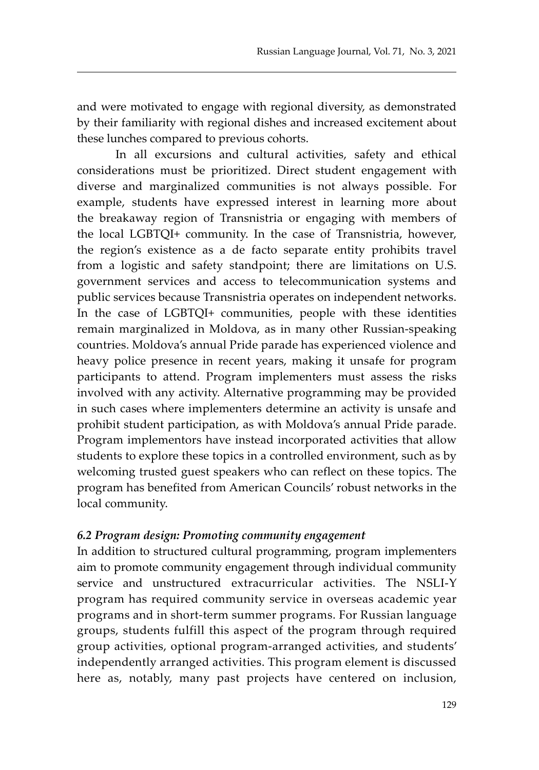and were motivated to engage with regional diversity, as demonstrated by their familiarity with regional dishes and increased excitement about these lunches compared to previous cohorts.

In all excursions and cultural activities, safety and ethical considerations must be prioritized. Direct student engagement with diverse and marginalized communities is not always possible. For example, students have expressed interest in learning more about the breakaway region of Transnistria or engaging with members of the local LGBTQI+ community. In the case of Transnistria, however, the region's existence as a de facto separate entity prohibits travel from a logistic and safety standpoint; there are limitations on U.S. government services and access to telecommunication systems and public services because Transnistria operates on independent networks. In the case of LGBTQI+ communities, people with these identities remain marginalized in Moldova, as in many other Russian-speaking countries. Moldova's annual Pride parade has experienced violence and heavy police presence in recent years, making it unsafe for program participants to attend. Program implementers must assess the risks involved with any activity. Alternative programming may be provided in such cases where implementers determine an activity is unsafe and prohibit student participation, as with Moldova's annual Pride parade. Program implementors have instead incorporated activities that allow students to explore these topics in a controlled environment, such as by welcoming trusted guest speakers who can reflect on these topics. The program has benefited from American Councils' robust networks in the local community.

### *6.2 Program design: Promoting community engagement*

In addition to structured cultural programming, program implementers aim to promote community engagement through individual community service and unstructured extracurricular activities. The NSLI-Y program has required community service in overseas academic year programs and in short-term summer programs. For Russian language groups, students fulfill this aspect of the program through required group activities, optional program-arranged activities, and students' independently arranged activities. This program element is discussed here as, notably, many past projects have centered on inclusion,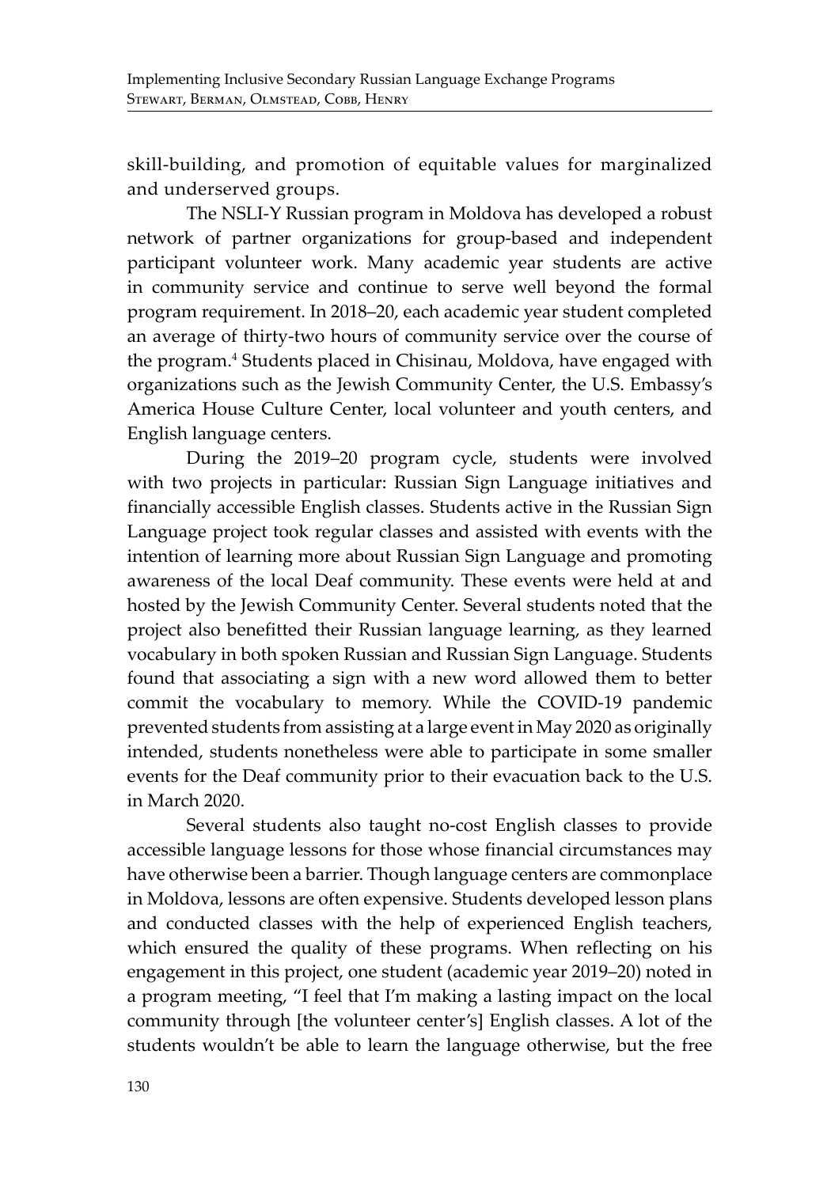skill-building, and promotion of equitable values for marginalized and underserved groups.

The NSLI-Y Russian program in Moldova has developed a robust network of partner organizations for group-based and independent participant volunteer work. Many academic year students are active in community service and continue to serve well beyond the formal program requirement. In 2018–20, each academic year student completed an average of thirty-two hours of community service over the course of the program.[4] Students placed in Chisinau, Moldova, have engaged with organizations such as the Jewish Community Center, the U.S. Embassy's America House Culture Center, local volunteer and youth centers, and English language centers.

During the 2019–20 program cycle, students were involved with two projects in particular: Russian Sign Language initiatives and financially accessible English classes. Students active in the Russian Sign Language project took regular classes and assisted with events with the intention of learning more about Russian Sign Language and promoting awareness of the local Deaf community. These events were held at and hosted by the Jewish Community Center. Several students noted that the project also benefitted their Russian language learning, as they learned vocabulary in both spoken Russian and Russian Sign Language. Students found that associating a sign with a new word allowed them to better commit the vocabulary to memory. While the COVID-19 pandemic prevented students from assisting at a large event in May 2020 as originally intended, students nonetheless were able to participate in some smaller events for the Deaf community prior to their evacuation back to the U.S. in March 2020.

Several students also taught no-cost English classes to provide accessible language lessons for those whose financial circumstances may have otherwise been a barrier. Though language centers are commonplace in Moldova, lessons are often expensive. Students developed lesson plans and conducted classes with the help of experienced English teachers, which ensured the quality of these programs. When reflecting on his engagement in this project, one student (academic year 2019–20) noted in a program meeting, "I feel that I'm making a lasting impact on the local community through [the volunteer center's] English classes. A lot of the students wouldn't be able to learn the language otherwise, but the free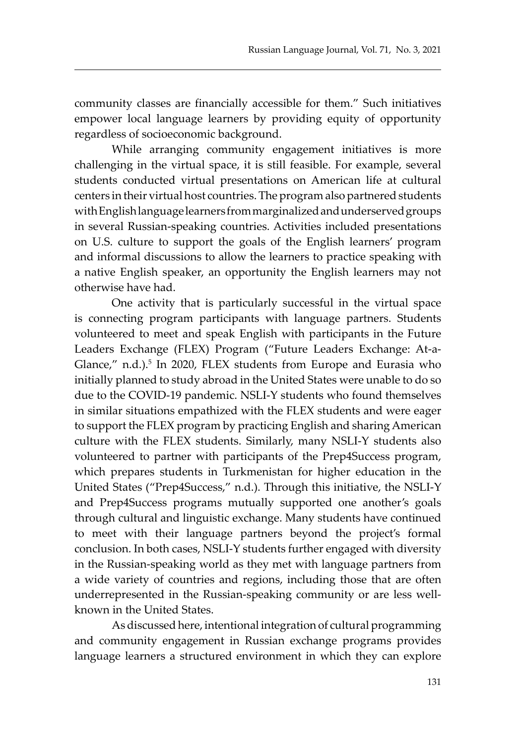community classes are financially accessible for them." Such initiatives empower local language learners by providing equity of opportunity regardless of socioeconomic background.

While arranging community engagement initiatives is more challenging in the virtual space, it is still feasible. For example, several students conducted virtual presentations on American life at cultural centers in their virtual host countries. The program also partnered students with English language learners from marginalized and underserved groups in several Russian-speaking countries. Activities included presentations on U.S. culture to support the goals of the English learners' program and informal discussions to allow the learners to practice speaking with a native English speaker, an opportunity the English learners may not otherwise have had.

One activity that is particularly successful in the virtual space is connecting program participants with language partners. Students volunteered to meet and speak English with participants in the Future Leaders Exchange (FLEX) Program ("Future Leaders Exchange: At-a-Glance," n.d.).[5] In 2020, FLEX students from Europe and Eurasia who initially planned to study abroad in the United States were unable to do so due to the COVID-19 pandemic. NSLI-Y students who found themselves in similar situations empathized with the FLEX students and were eager to support the FLEX program by practicing English and sharing American culture with the FLEX students. Similarly, many NSLI-Y students also volunteered to partner with participants of the Prep4Success program, which prepares students in Turkmenistan for higher education in the United States ("Prep4Success," n.d.). Through this initiative, the NSLI-Y and Prep4Success programs mutually supported one another's goals through cultural and linguistic exchange. Many students have continued to meet with their language partners beyond the project's formal conclusion. In both cases, NSLI-Y students further engaged with diversity in the Russian-speaking world as they met with language partners from a wide variety of countries and regions, including those that are often underrepresented in the Russian-speaking community or are less well-known in the United States.

As discussed here, intentional integration of cultural programming and community engagement in Russian exchange programs provides language learners a structured environment in which they can explore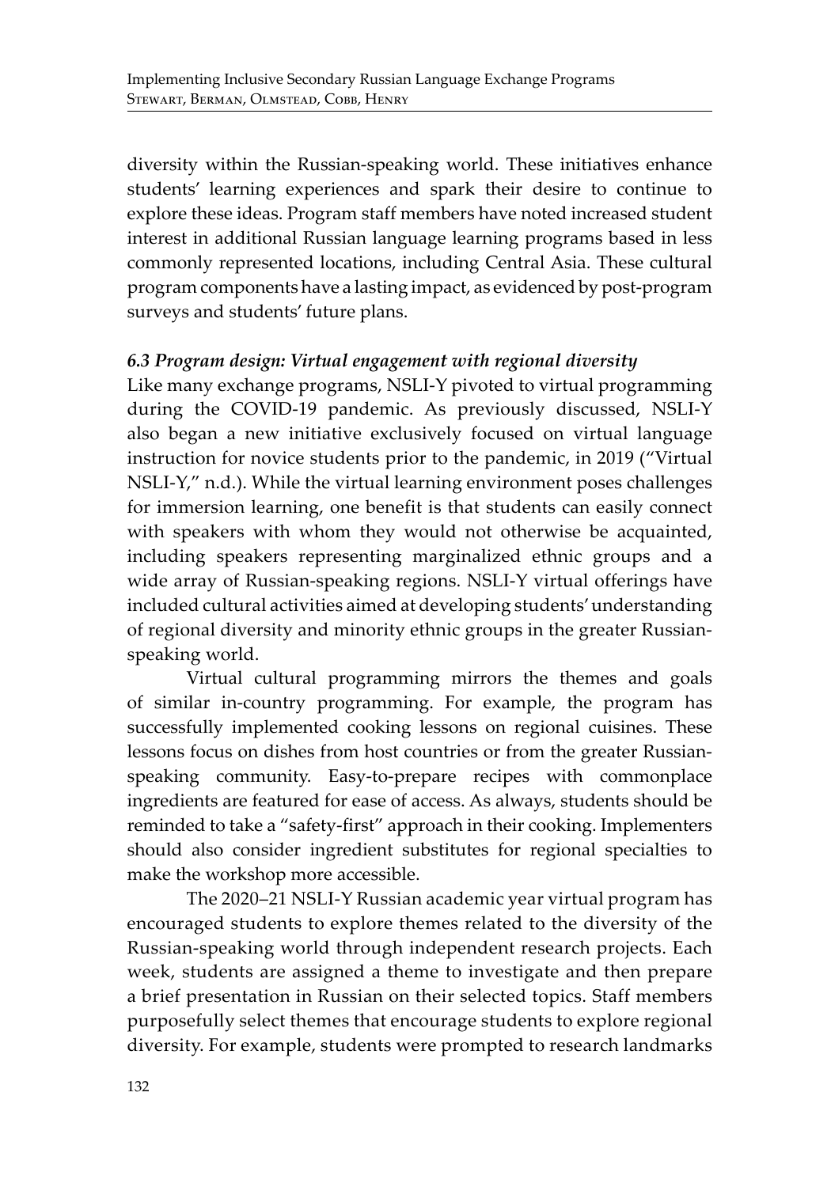diversity within the Russian-speaking world. These initiatives enhance students' learning experiences and spark their desire to continue to explore these ideas. Program staff members have noted increased student interest in additional Russian language learning programs based in less commonly represented locations, including Central Asia. These cultural program components have a lasting impact, as evidenced by post-program surveys and students' future plans.

### *6.3 Program design: Virtual engagement with regional diversity*

Like many exchange programs, NSLI-Y pivoted to virtual programming during the COVID-19 pandemic. As previously discussed, NSLI-Y also began a new initiative exclusively focused on virtual language instruction for novice students prior to the pandemic, in 2019 ("Virtual NSLI-Y," n.d.). While the virtual learning environment poses challenges for immersion learning, one benefit is that students can easily connect with speakers with whom they would not otherwise be acquainted, including speakers representing marginalized ethnic groups and a wide array of Russian-speaking regions. NSLI-Y virtual offerings have included cultural activities aimed at developing students' understanding of regional diversity and minority ethnic groups in the greater Russian-speaking world.

Virtual cultural programming mirrors the themes and goals of similar in-country programming. For example, the program has successfully implemented cooking lessons on regional cuisines. These lessons focus on dishes from host countries or from the greater Russian-speaking community. Easy-to-prepare recipes with commonplace ingredients are featured for ease of access. As always, students should be reminded to take a "safety-first" approach in their cooking. Implementers should also consider ingredient substitutes for regional specialties to make the workshop more accessible.

The 2020–21 NSLI-Y Russian academic year virtual program has encouraged students to explore themes related to the diversity of the Russian-speaking world through independent research projects. Each week, students are assigned a theme to investigate and then prepare a brief presentation in Russian on their selected topics. Staff members purposefully select themes that encourage students to explore regional diversity. For example, students were prompted to research landmarks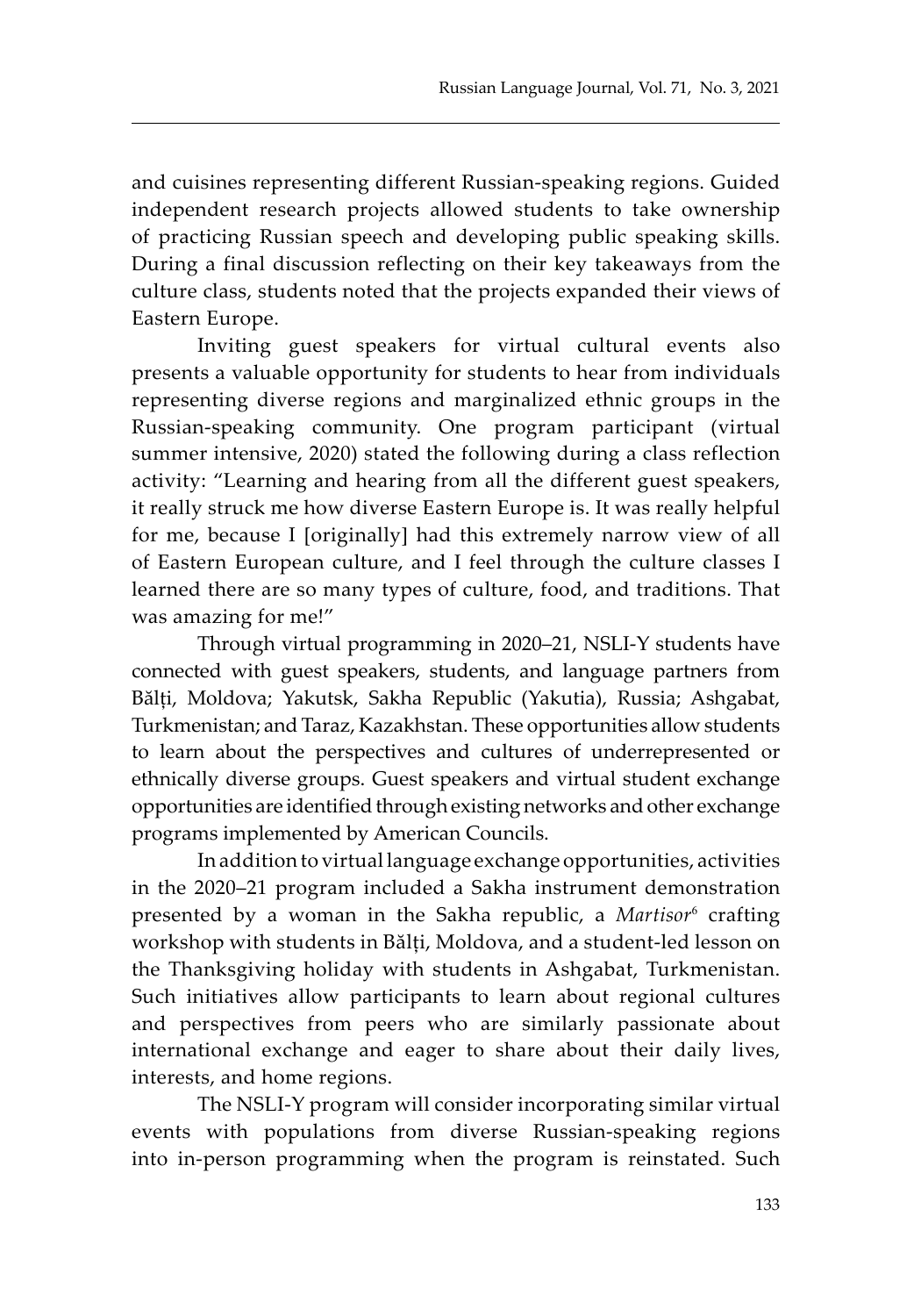and cuisines representing different Russian-speaking regions. Guided independent research projects allowed students to take ownership of practicing Russian speech and developing public speaking skills. During a final discussion reflecting on their key takeaways from the culture class, students noted that the projects expanded their views of Eastern Europe.

Inviting guest speakers for virtual cultural events also presents a valuable opportunity for students to hear from individuals representing diverse regions and marginalized ethnic groups in the Russian-speaking community. One program participant (virtual summer intensive, 2020) stated the following during a class reflection activity: "Learning and hearing from all the different guest speakers, it really struck me how diverse Eastern Europe is. It was really helpful for me, because I [originally] had this extremely narrow view of all of Eastern European culture, and I feel through the culture classes I learned there are so many types of culture, food, and traditions. That was amazing for me!"

Through virtual programming in 2020–21, NSLI-Y students have connected with guest speakers, students, and language partners from Bălți, Moldova; Yakutsk, Sakha Republic (Yakutia), Russia; Ashgabat, Turkmenistan; and Taraz, Kazakhstan. These opportunities allow students to learn about the perspectives and cultures of underrepresented or ethnically diverse groups. Guest speakers and virtual student exchange opportunities are identified through existing networks and other exchange programs implemented by American Councils.

In addition to virtual language exchange opportunities, activities in the 2020–21 program included a Sakha instrument demonstration presented by a woman in the Sakha republic, a *Martisor*[6] crafting workshop with students in Bălți, Moldova, and a student-led lesson on the Thanksgiving holiday with students in Ashgabat, Turkmenistan. Such initiatives allow participants to learn about regional cultures and perspectives from peers who are similarly passionate about international exchange and eager to share about their daily lives, interests, and home regions.

The NSLI-Y program will consider incorporating similar virtual events with populations from diverse Russian-speaking regions into in-person programming when the program is reinstated. Such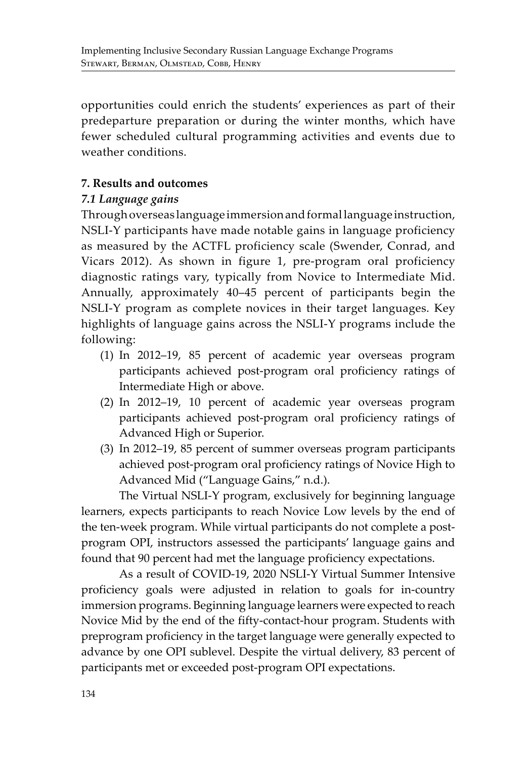opportunities could enrich the students' experiences as part of their predeparture preparation or during the winter months, which have fewer scheduled cultural programming activities and events due to weather conditions.

## 7. Results and outcomes

### *7.1 Language gains*

Through overseas language immersion and formal language instruction, NSLI-Y participants have made notable gains in language proficiency as measured by the ACTFL proficiency scale (Swender, Conrad, and Vicars 2012). As shown in figure 1, pre-program oral proficiency diagnostic ratings vary, typically from Novice to Intermediate Mid. Annually, approximately 40–45 percent of participants begin the NSLI-Y program as complete novices in their target languages. Key highlights of language gains across the NSLI-Y programs include the following:

(1) In 2012–19, 85 percent of academic year overseas program participants achieved post-program oral proficiency ratings of Intermediate High or above.

(2) In 2012–19, 10 percent of academic year overseas program participants achieved post-program oral proficiency ratings of Advanced High or Superior.

(3) In 2012–19, 85 percent of summer overseas program participants achieved post-program oral proficiency ratings of Novice High to Advanced Mid ("Language Gains," n.d.).

The Virtual NSLI-Y program, exclusively for beginning language learners, expects participants to reach Novice Low levels by the end of the ten-week program. While virtual participants do not complete a post-program OPI, instructors assessed the participants' language gains and found that 90 percent had met the language proficiency expectations.

As a result of COVID-19, 2020 NSLI-Y Virtual Summer Intensive proficiency goals were adjusted in relation to goals for in-country immersion programs. Beginning language learners were expected to reach Novice Mid by the end of the fifty-contact-hour program. Students with preprogram proficiency in the target language were generally expected to advance by one OPI sublevel. Despite the virtual delivery, 83 percent of participants met or exceeded post-program OPI expectations.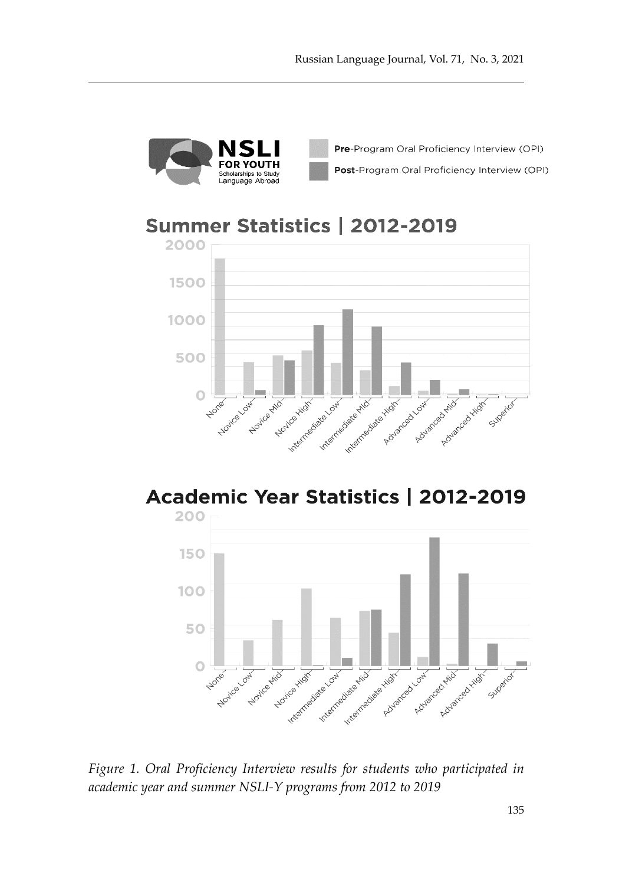*Figure 1. Oral Proficiency Interview results for students who participated in academic year and summer NSLI-Y programs from 2012 to 2019*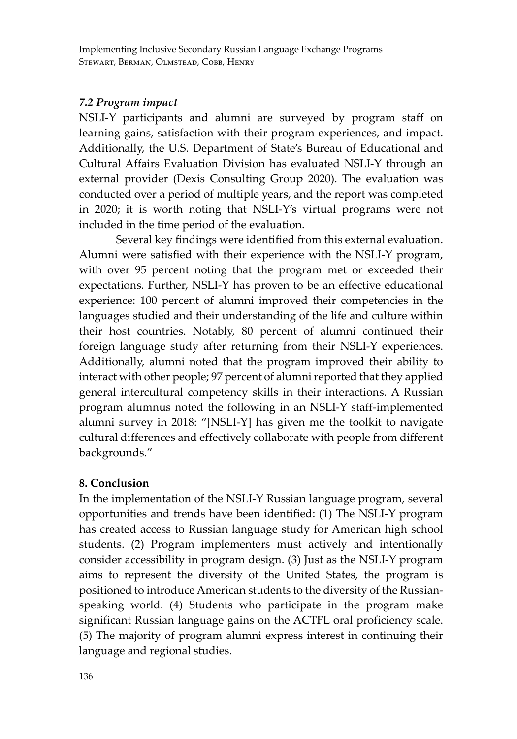### *7.2 Program impact*

NSLI-Y participants and alumni are surveyed by program staff on learning gains, satisfaction with their program experiences, and impact. Additionally, the U.S. Department of State's Bureau of Educational and Cultural Affairs Evaluation Division has evaluated NSLI-Y through an external provider (Dexis Consulting Group 2020). The evaluation was conducted over a period of multiple years, and the report was completed in 2020; it is worth noting that NSLI-Y's virtual programs were not included in the time period of the evaluation.

Several key findings were identified from this external evaluation. Alumni were satisfied with their experience with the NSLI-Y program, with over 95 percent noting that the program met or exceeded their expectations. Further, NSLI-Y has proven to be an effective educational experience: 100 percent of alumni improved their competencies in the languages studied and their understanding of the life and culture within their host countries. Notably, 80 percent of alumni continued their foreign language study after returning from their NSLI-Y experiences. Additionally, alumni noted that the program improved their ability to interact with other people; 97 percent of alumni reported that they applied general intercultural competency skills in their interactions. A Russian program alumnus noted the following in an NSLI-Y staff-implemented alumni survey in 2018: "[NSLI-Y] has given me the toolkit to navigate cultural differences and effectively collaborate with people from different backgrounds."

## 8. Conclusion

In the implementation of the NSLI-Y Russian language program, several opportunities and trends have been identified: (1) The NSLI-Y program has created access to Russian language study for American high school students. (2) Program implementers must actively and intentionally consider accessibility in program design. (3) Just as the NSLI-Y program aims to represent the diversity of the United States, the program is positioned to introduce American students to the diversity of the Russian-speaking world. (4) Students who participate in the program make significant Russian language gains on the ACTFL oral proficiency scale. (5) The majority of program alumni express interest in continuing their language and regional studies.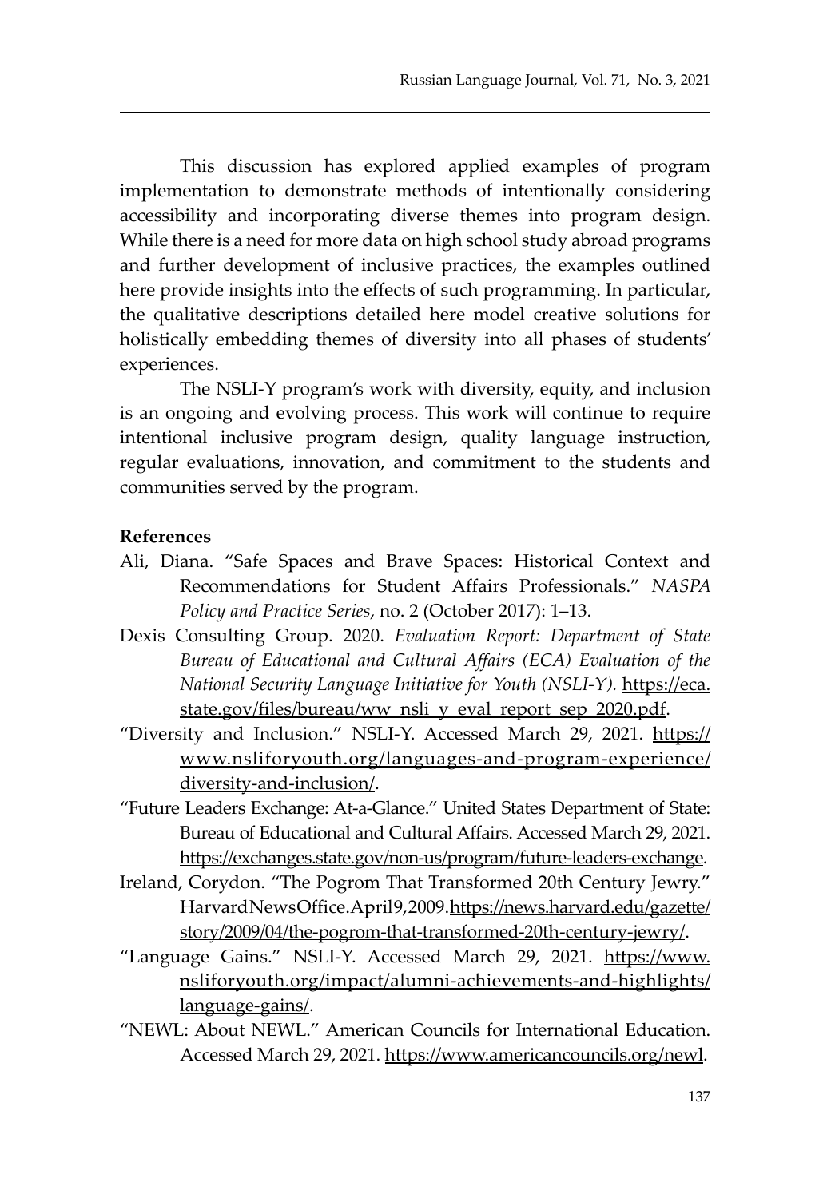This discussion has explored applied examples of program implementation to demonstrate methods of intentionally considering accessibility and incorporating diverse themes into program design. While there is a need for more data on high school study abroad programs and further development of inclusive practices, the examples outlined here provide insights into the effects of such programming. In particular, the qualitative descriptions detailed here model creative solutions for holistically embedding themes of diversity into all phases of students' experiences.

The NSLI-Y program's work with diversity, equity, and inclusion is an ongoing and evolving process. This work will continue to require intentional inclusive program design, quality language instruction, regular evaluations, innovation, and commitment to the students and communities served by the program.

**References**

Ali, Diana. "Safe Spaces and Brave Spaces: Historical Context and Recommendations for Student Affairs Professionals." *NASPA Policy and Practice Series*, no. 2 (October 2017): 1–13.

Dexis Consulting Group. 2020. *Evaluation Report: Department of State Bureau of Educational and Cultural Affairs (ECA) Evaluation of the National Security Language Initiative for Youth (NSLI-Y).* https://eca.state.gov/files/bureau/ww_nsli_y_eval_report_sep_2020.pdf.

"Diversity and Inclusion." NSLI-Y. Accessed March 29, 2021. https://www.nsliforyouth.org/languages-and-program-experience/diversity-and-inclusion/.

"Future Leaders Exchange: At-a-Glance." United States Department of State: Bureau of Educational and Cultural Affairs. Accessed March 29, 2021. https://exchanges.state.gov/non-us/program/future-leaders-exchange.

Ireland, Corydon. "The Pogrom That Transformed 20th Century Jewry." Harvard News Office. April 9, 2009. https://news.harvard.edu/gazette/story/2009/04/the-pogrom-that-transformed-20th-century-jewry/.

"Language Gains." NSLI-Y. Accessed March 29, 2021. https://www.nsliforyouth.org/impact/alumni-achievements-and-highlights/language-gains/.

"NEWL: About NEWL." American Councils for International Education. Accessed March 29, 2021. https://www.americancouncils.org/newl.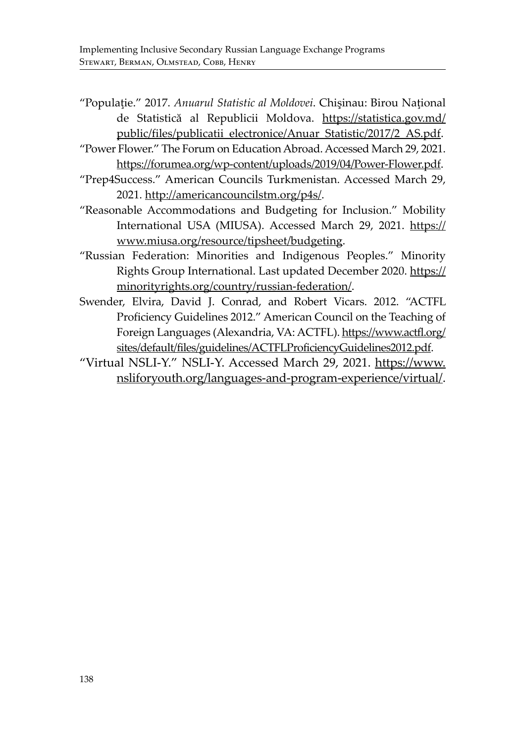"Populaţie." 2017. *Anuarul Statistic al Moldovei*. Chişinau: Birou Naţional de Statistică al Republicii Moldova. https://statistica.gov.md/public/files/publicatii_electronice/Anuar_Statistic/2017/2_AS.pdf.

"Power Flower." The Forum on Education Abroad. Accessed March 29, 2021. https://forumea.org/wp-content/uploads/2019/04/Power-Flower.pdf.

"Prep4Success." American Councils Turkmenistan. Accessed March 29, 2021. http://americancouncilstm.org/p4s/.

"Reasonable Accommodations and Budgeting for Inclusion." Mobility International USA (MIUSA). Accessed March 29, 2021. https://www.miusa.org/resource/tipsheet/budgeting.

"Russian Federation: Minorities and Indigenous Peoples." Minority Rights Group International. Last updated December 2020. https://minorityrights.org/country/russian-federation/.

Swender, Elvira, David J. Conrad, and Robert Vicars. 2012. "ACTFL Proficiency Guidelines 2012." American Council on the Teaching of Foreign Languages (Alexandria, VA: ACTFL). https://www.actfl.org/sites/default/files/guidelines/ACTFLProficiencyGuidelines2012.pdf.

"Virtual NSLI-Y." NSLI-Y. Accessed March 29, 2021. https://www.nsliforyouth.org/languages-and-program-experience/virtual/.